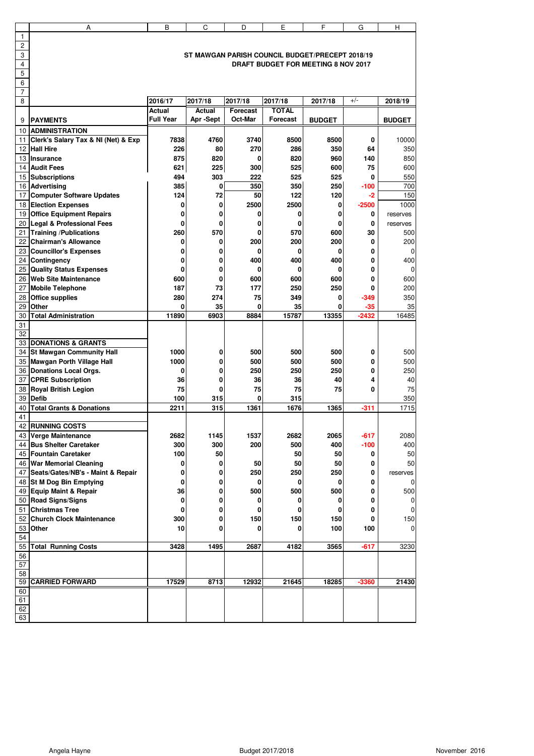### ST MAWGAN PARISH COUNCIL BUDGET/PRECEPT 2018/19

### DRAFT BUDGET FOR MEETING 8 NOV 2017

| PAYMENTS | 2016/17 Actual Full Year | 2017/18 Actual Apr -Sept | 2017/18 Forecast Oct-Mar | 2017/18 TOTAL Forecast | 2017/18 BUDGET | +/- | 2018/19 BUDGET |
|---|---|---|---|---|---|---|---|
| **ADMINISTRATION** | | | | | | | |
| Clerk's Salary Tax & NI (Net) & Exp | 7838 | 4760 | 3740 | 8500 | 8500 | 0 | 10000 |
| Hall Hire | 226 | 80 | 270 | 286 | 350 | 64 | 350 |
| Insurance | 875 | 820 | 0 | 820 | 960 | 140 | 850 |
| Audit Fees | 621 | 225 | 300 | 525 | 600 | 75 | 600 |
| Subscriptions | 494 | 303 | 222 | 525 | 525 | 0 | 550 |
| Advertising | 385 | 0 | 350 | 350 | 250 | -100 | 700 |
| Computer Software Updates | 124 | 72 | 50 | 122 | 120 | -2 | 150 |
| Election Expenses | 0 | 0 | 2500 | 2500 | 0 | -2500 | 1000 |
| Office Equipment Repairs | 0 | 0 | 0 | 0 | 0 | 0 | reserves |
| Legal & Professional Fees | 0 | 0 | 0 | 0 | 0 | 0 | reserves |
| Training /Publications | 260 | 570 | 0 | 570 | 600 | 30 | 500 |
| Chairman's Allowance | 0 | 0 | 200 | 200 | 200 | 0 | 200 |
| Councillor's Expenses | 0 | 0 | 0 | 0 | 0 | 0 | 0 |
| Contingency | 0 | 0 | 400 | 400 | 400 | 0 | 400 |
| Quality Status Expenses | 0 | 0 | 0 | 0 | 0 | 0 | 0 |
| Web Site Maintenance | 600 | 0 | 600 | 600 | 600 | 0 | 600 |
| Mobile Telephone | 187 | 73 | 177 | 250 | 250 | 0 | 200 |
| Office supplies | 280 | 274 | 75 | 349 | 0 | -349 | 350 |
| Other | 0 | 35 | 0 | 35 | 0 | -35 | 35 |
| **Total Administration** | 11890 | 6903 | 8884 | 15787 | 13355 | -2432 | 16485 |
| | | | | | | | |
| **DONATIONS & GRANTS** | | | | | | | |
| St Mawgan Community Hall | 1000 | 0 | 500 | 500 | 500 | 0 | 500 |
| Mawgan Porth Village Hall | 1000 | 0 | 500 | 500 | 500 | 0 | 500 |
| Donations Local Orgs. | 0 | 0 | 250 | 250 | 250 | 0 | 250 |
| CPRE Subscription | 36 | 0 | 36 | 36 | 40 | 4 | 40 |
| Royal British Legion | 75 | 0 | 75 | 75 | 75 | 0 | 75 |
| Defib | 100 | 315 | 0 | 315 | | | 350 |
| **Total Grants & Donations** | 2211 | 315 | 1361 | 1676 | 1365 | -311 | 1715 |
| | | | | | | | |
| **RUNNING COSTS** | | | | | | | |
| Verge Maintenance | 2682 | 1145 | 1537 | 2682 | 2065 | -617 | 2080 |
| Bus Shelter Caretaker | 300 | 300 | 200 | 500 | 400 | -100 | 400 |
| Fountain Caretaker | 100 | 50 | | 50 | 50 | 0 | 50 |
| War Memorial Cleaning | 0 | 0 | 50 | 50 | 50 | 0 | 50 |
| Seats/Gates/NB's - Maint & Repair | 0 | 0 | 250 | 250 | 250 | 0 | reserves |
| St M Dog Bin Emptying | 0 | 0 | 0 | 0 | 0 | 0 | 0 |
| Equip Maint & Repair | 36 | 0 | 500 | 500 | 500 | 0 | 500 |
| Road Signs/Signs | 0 | 0 | 0 | 0 | 0 | 0 | 0 |
| Christmas Tree | 0 | 0 | 0 | 0 | 0 | 0 | 0 |
| Church Clock Maintenance | 300 | 0 | 150 | 150 | 150 | 0 | 150 |
| Other | 10 | 0 | 0 | 0 | 100 | 100 | 0 |
| | | | | | | | |
| **Total Running Costs** | 3428 | 1495 | 2687 | 4182 | 3565 | -617 | 3230 |
| | | | | | | | |
| **CARRIED FORWARD** | 17529 | 8713 | 12932 | 21645 | 18285 | -3360 | 21430 |

Angela Hayne — Budget 2017/2018 — November 2016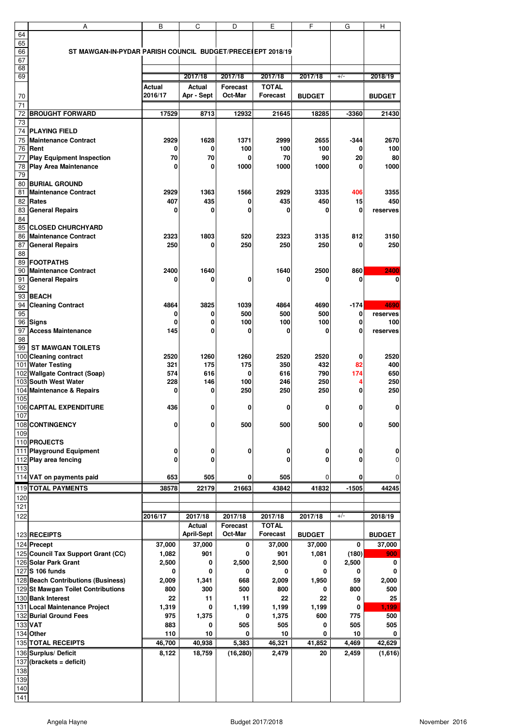# ST MAWGAN-IN-PYDAR PARISH COUNCIL BUDGET/PRECEPT 2018/19

| | Actual 2016/17 | 2017/18 Actual Apr - Sept | 2017/18 Forecast Oct-Mar | 2017/18 TOTAL Forecast | 2017/18 BUDGET | +/- | 2018/19 BUDGET |
|---|---|---|---|---|---|---|---|
| **BROUGHT FORWARD** | 17529 | 8713 | 12932 | 21645 | 18285 | -3360 | 21430 |
| | | | | | | | |
| **PLAYING FIELD** | | | | | | | |
| **Maintenance Contract** | 2929 | 1628 | 1371 | 2999 | 2655 | -344 | 2670 |
| **Rent** | 0 | 0 | 100 | 100 | 100 | 0 | 100 |
| **Play Equipment Inspection** | 70 | 70 | 0 | 70 | 90 | 20 | 80 |
| **Play Area Maintenance** | 0 | 0 | 1000 | 1000 | 1000 | 0 | 1000 |
| | | | | | | | |
| **BURIAL GROUND** | | | | | | | |
| **Maintenance Contract** | 2929 | 1363 | 1566 | 2929 | 3335 | 406 | 3355 |
| **Rates** | 407 | 435 | 0 | 435 | 450 | 15 | 450 |
| **General Repairs** | 0 | 0 | 0 | 0 | 0 | 0 | reserves |
| | | | | | | | |
| **CLOSED CHURCHYARD** | | | | | | | |
| **Maintenance Contract** | 2323 | 1803 | 520 | 2323 | 3135 | 812 | 3150 |
| **General Repairs** | 250 | 0 | 250 | 250 | 250 | 0 | 250 |
| | | | | | | | |
| **FOOTPATHS** | | | | | | | |
| **Maintenance Contract** | 2400 | 1640 | | 1640 | 2500 | 860 | 2400 |
| **General Repairs** | 0 | 0 | 0 | 0 | 0 | 0 | 0 |
| | | | | | | | |
| **BEACH** | | | | | | | |
| **Cleaning Contract** | 4864 | 3825 | 1039 | 4864 | 4690 | -174 | 4690 |
| | 0 | 0 | 500 | 500 | 500 | 0 | reserves |
| **Signs** | 0 | 0 | 100 | 100 | 100 | 0 | 100 |
| **Access Maintenance** | 145 | 0 | 0 | 0 | 0 | 0 | reserves |
| | | | | | | | |
| **ST MAWGAN TOILETS** | | | | | | | |
| **Cleaning contract** | 2520 | 1260 | 1260 | 2520 | 2520 | 0 | 2520 |
| **Water Testing** | 321 | 175 | 175 | 350 | 432 | 82 | 400 |
| **Wallgate Contract (Soap)** | 574 | 616 | 0 | 616 | 790 | 174 | 650 |
| **South West Water** | 228 | 146 | 100 | 246 | 250 | 4 | 250 |
| **Maintenance & Repairs** | 0 | 0 | 250 | 250 | 250 | 0 | 250 |
| | | | | | | | |
| **CAPITAL EXPENDITURE** | 436 | 0 | 0 | 0 | 0 | 0 | 0 |
| | | | | | | | |
| **CONTINGENCY** | 0 | 0 | 500 | 500 | 500 | 0 | 500 |
| | | | | | | | |
| **PROJECTS** | | | | | | | |
| **Playground Equipment** | 0 | 0 | 0 | 0 | 0 | 0 | 0 |
| **Play area fencing** | 0 | 0 | | 0 | 0 | 0 | 0 |
| | | | | | | | |
| **VAT on payments paid** | 653 | 505 | 0 | 505 | 0 | 0 | 0 |
| **TOTAL PAYMENTS** | 38578 | 22179 | 21663 | 43842 | 41832 | -1505 | 44245 |

| **RECEIPTS** | 2016/17 | 2017/18 Actual April-Sept | 2017/18 Forecast Oct-Mar | 2017/18 TOTAL Forecast | 2017/18 BUDGET | +/- | 2018/19 BUDGET |
|---|---|---|---|---|---|---|---|
| **Precept** | 37,000 | 37,000 | 0 | 37,000 | 37,000 | 0 | 37,000 |
| **Council Tax Support Grant (CC)** | 1,082 | 901 | 0 | 901 | 1,081 | (180) | 900 |
| **Solar Park Grant** | 2,500 | 0 | 2,500 | 2,500 | 0 | 2,500 | 0 |
| **S 106 funds** | 0 | 0 | 0 | 0 | 0 | 0 | 0 |
| **Beach Contributions (Business)** | 2,009 | 1,341 | 668 | 2,009 | 1,950 | 59 | 2,000 |
| **St Mawgan Toilet Contributions** | 800 | 300 | 500 | 800 | 0 | 800 | 500 |
| **Bank Interest** | 22 | 11 | 11 | 22 | 22 | 0 | 25 |
| **Local Maintenance Project** | 1,319 | 0 | 1,199 | 1,199 | 1,199 | 0 | 1,199 |
| **Burial Ground Fees** | 975 | 1,375 | 0 | 1,375 | 600 | 775 | 500 |
| **VAT** | 883 | 0 | 505 | 505 | 0 | 505 | 505 |
| **Other** | 110 | 10 | 0 | 10 | 0 | 10 | 0 |
| **TOTAL RECEIPTS** | 46,700 | 40,938 | 5,383 | 46,321 | 41,852 | 4,469 | 42,629 |
| **Surplus/ Deficit (brackets = deficit)** | 8,122 | 18,759 | (16,280) | 2,479 | 20 | 2,459 | (1,616) |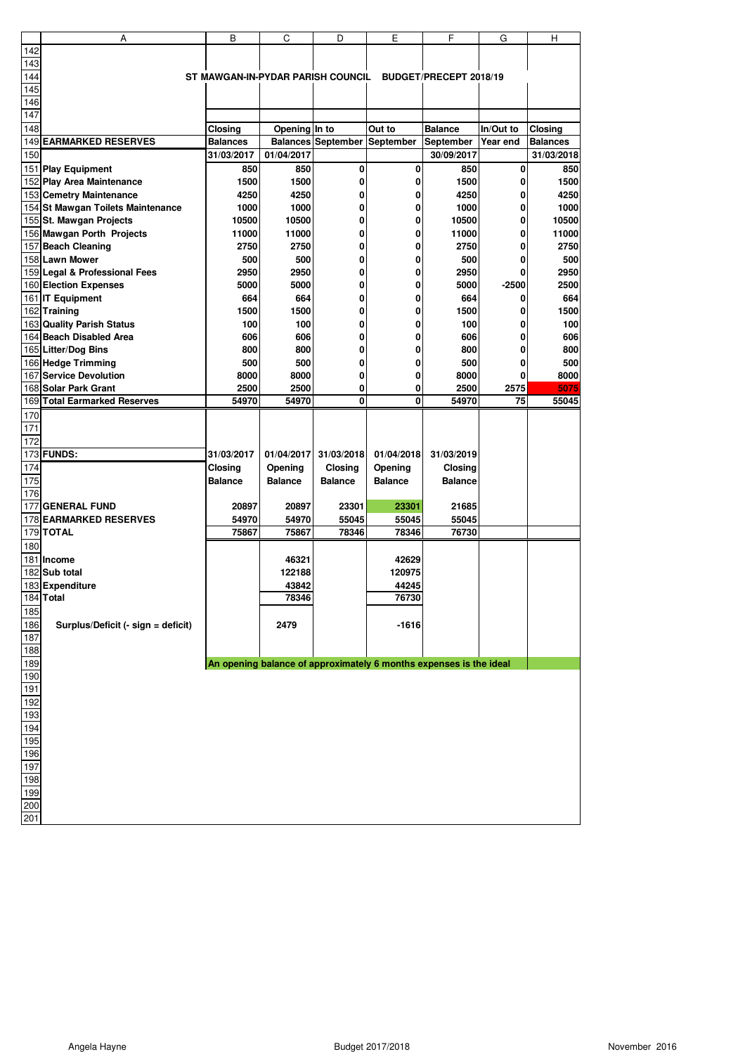## ST MAWGAN-IN-PYDAR PARISH COUNCIL BUDGET/PRECEPT 2018/19

| EARMARKED RESERVES | Closing Balances 31/03/2017 | Opening Balances 01/04/2017 | In to September | Out to September | Balance September 30/09/2017 | In/Out to Year end | Closing Balances 31/03/2018 |
|---|---|---|---|---|---|---|---|
| Play Equipment | 850 | 850 | 0 | 0 | 850 | 0 | 850 |
| Play Area Maintenance | 1500 | 1500 | 0 | 0 | 1500 | 0 | 1500 |
| Cemetry Maintenance | 4250 | 4250 | 0 | 0 | 4250 | 0 | 4250 |
| St Mawgan Toilets Maintenance | 1000 | 1000 | 0 | 0 | 1000 | 0 | 1000 |
| St. Mawgan Projects | 10500 | 10500 | 0 | 0 | 10500 | 0 | 10500 |
| Mawgan Porth Projects | 11000 | 11000 | 0 | 0 | 11000 | 0 | 11000 |
| Beach Cleaning | 2750 | 2750 | 0 | 0 | 2750 | 0 | 2750 |
| Lawn Mower | 500 | 500 | 0 | 0 | 500 | 0 | 500 |
| Legal & Professional Fees | 2950 | 2950 | 0 | 0 | 2950 | 0 | 2950 |
| Election Expenses | 5000 | 5000 | 0 | 0 | 5000 | -2500 | 2500 |
| IT Equipment | 664 | 664 | 0 | 0 | 664 | 0 | 664 |
| Training | 1500 | 1500 | 0 | 0 | 1500 | 0 | 1500 |
| Quality Parish Status | 100 | 100 | 0 | 0 | 100 | 0 | 100 |
| Beach Disabled Area | 606 | 606 | 0 | 0 | 606 | 0 | 606 |
| Litter/Dog Bins | 800 | 800 | 0 | 0 | 800 | 0 | 800 |
| Hedge Trimming | 500 | 500 | 0 | 0 | 500 | 0 | 500 |
| Service Devolution | 8000 | 8000 | 0 | 0 | 8000 | 0 | 8000 |
| Solar Park Grant | 2500 | 2500 | 0 | 0 | 2500 | 2575 | 5075 |
| **Total Earmarked Reserves** | **54970** | **54970** | **0** | **0** | **54970** | **75** | **55045** |

| FUNDS: | 31/03/2017 Closing Balance | 01/04/2017 Opening Balance | 31/03/2018 Closing Balance | 01/04/2018 Opening Balance | 31/03/2019 Closing Balance |
|---|---|---|---|---|---|
| GENERAL FUND | 20897 | 20897 | 23301 | 23301 | 21685 |
| EARMARKED RESERVES | 54970 | 54970 | 55045 | 55045 | 55045 |
| TOTAL | 75867 | 75867 | 78346 | 78346 | 76730 |
| Income | | 46321 | | 42629 | |
| Sub total | | 122188 | | 120975 | |
| Expenditure | | 43842 | | 44245 | |
| Total | | 78346 | | 76730 | |
| Surplus/Deficit (- sign = deficit) | | 2479 | | -1616 | |

An opening balance of approximately 6 months expenses is the ideal

Angela Hayne Budget 2017/2018 November 2016